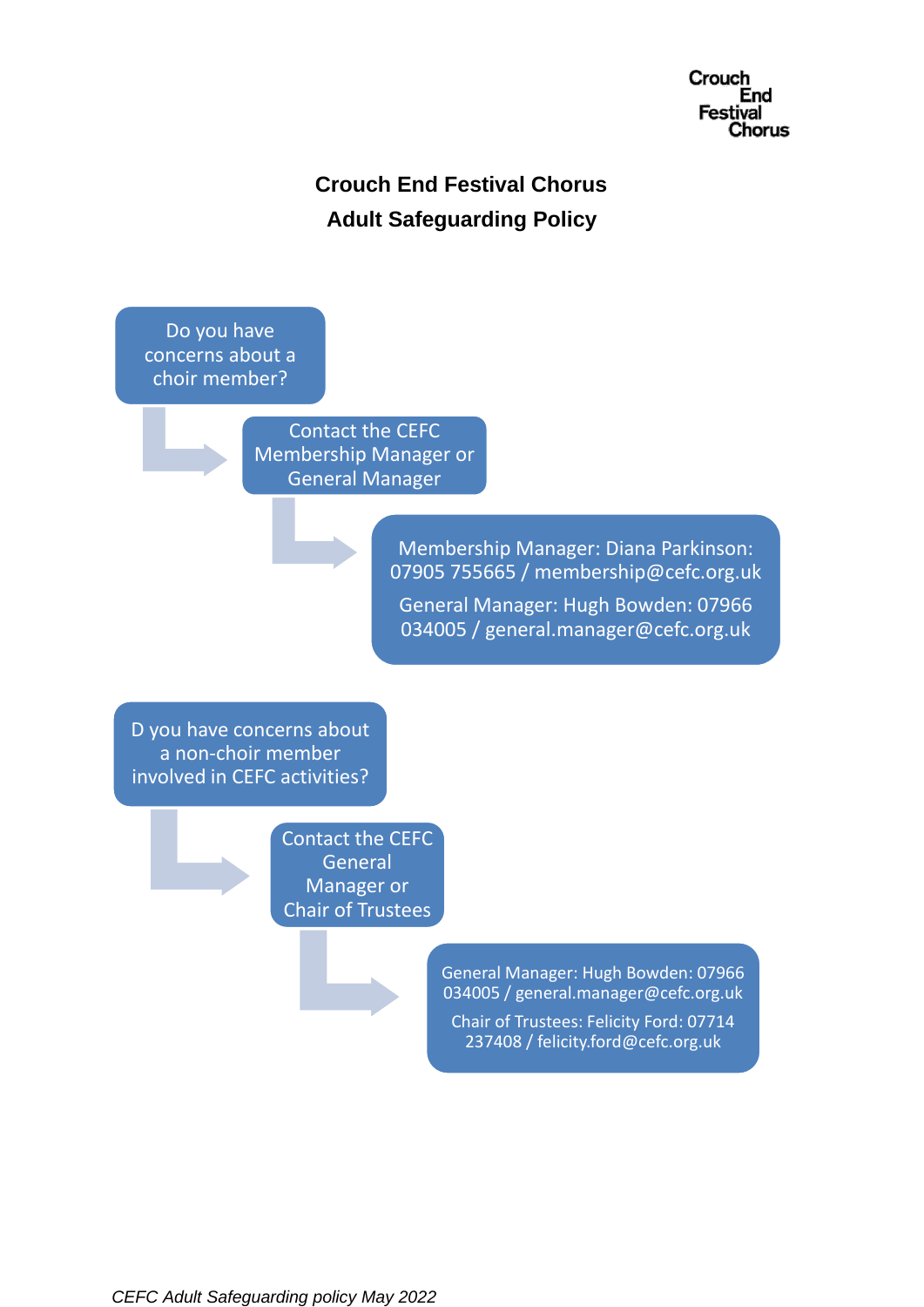Crouch End Festival Chorus

# Crouch End Festival Chorus

## Adult Safeguarding Policy

Do you have concerns about a choir member?

→ Contact the CEFC Membership Manager or General Manager

→ Membership Manager: Diana Parkinson: 07905 755665 / membership@cefc.org.uk

General Manager: Hugh Bowden: 07966 034005 / general.manager@cefc.org.uk

D you have concerns about a non-choir member involved in CEFC activities?

→ Contact the CEFC General Manager or Chair of Trustees

→ General Manager: Hugh Bowden: 07966 034005 / general.manager@cefc.org.uk

Chair of Trustees: Felicity Ford: 07714 237408 / felicity.ford@cefc.org.uk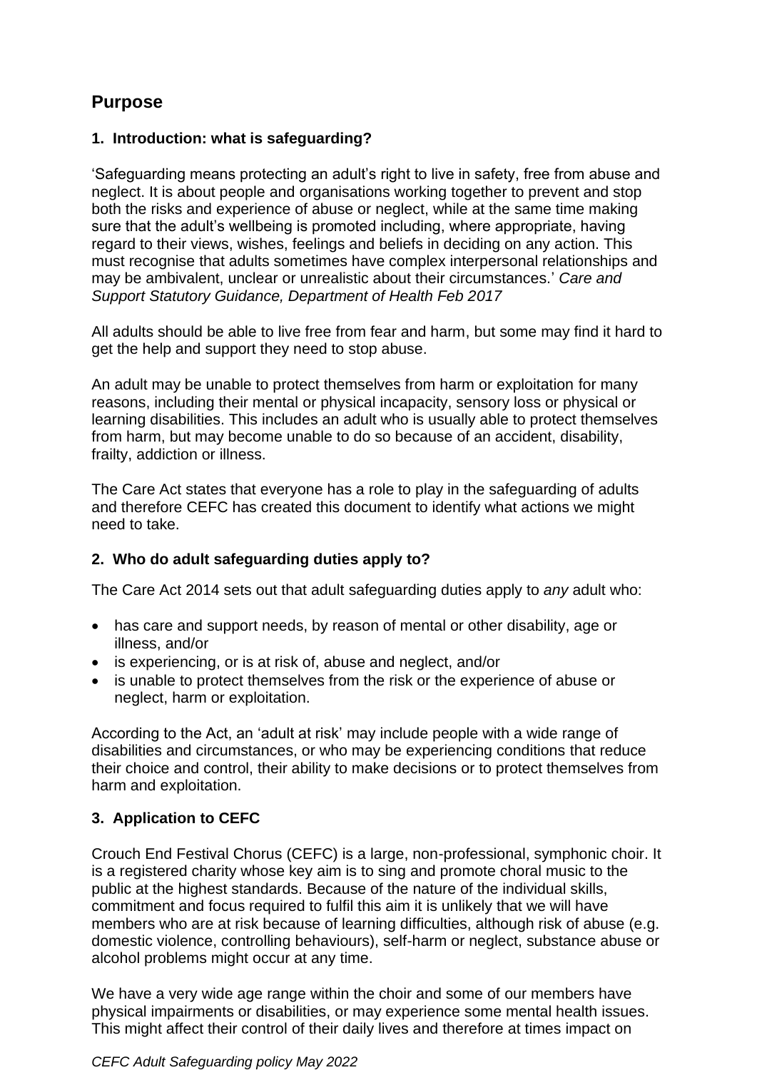## Purpose

### 1. Introduction: what is safeguarding?

'Safeguarding means protecting an adult's right to live in safety, free from abuse and neglect. It is about people and organisations working together to prevent and stop both the risks and experience of abuse or neglect, while at the same time making sure that the adult's wellbeing is promoted including, where appropriate, having regard to their views, wishes, feelings and beliefs in deciding on any action. This must recognise that adults sometimes have complex interpersonal relationships and may be ambivalent, unclear or unrealistic about their circumstances.' *Care and Support Statutory Guidance, Department of Health Feb 2017*

All adults should be able to live free from fear and harm, but some may find it hard to get the help and support they need to stop abuse.

An adult may be unable to protect themselves from harm or exploitation for many reasons, including their mental or physical incapacity, sensory loss or physical or learning disabilities. This includes an adult who is usually able to protect themselves from harm, but may become unable to do so because of an accident, disability, frailty, addiction or illness.

The Care Act states that everyone has a role to play in the safeguarding of adults and therefore CEFC has created this document to identify what actions we might need to take.

### 2. Who do adult safeguarding duties apply to?

The Care Act 2014 sets out that adult safeguarding duties apply to *any* adult who:

- has care and support needs, by reason of mental or other disability, age or illness, and/or
- is experiencing, or is at risk of, abuse and neglect, and/or
- is unable to protect themselves from the risk or the experience of abuse or neglect, harm or exploitation.

According to the Act, an 'adult at risk' may include people with a wide range of disabilities and circumstances, or who may be experiencing conditions that reduce their choice and control, their ability to make decisions or to protect themselves from harm and exploitation.

### 3. Application to CEFC

Crouch End Festival Chorus (CEFC) is a large, non-professional, symphonic choir. It is a registered charity whose key aim is to sing and promote choral music to the public at the highest standards. Because of the nature of the individual skills, commitment and focus required to fulfil this aim it is unlikely that we will have members who are at risk because of learning difficulties, although risk of abuse (e.g. domestic violence, controlling behaviours), self-harm or neglect, substance abuse or alcohol problems might occur at any time.

We have a very wide age range within the choir and some of our members have physical impairments or disabilities, or may experience some mental health issues. This might affect their control of their daily lives and therefore at times impact on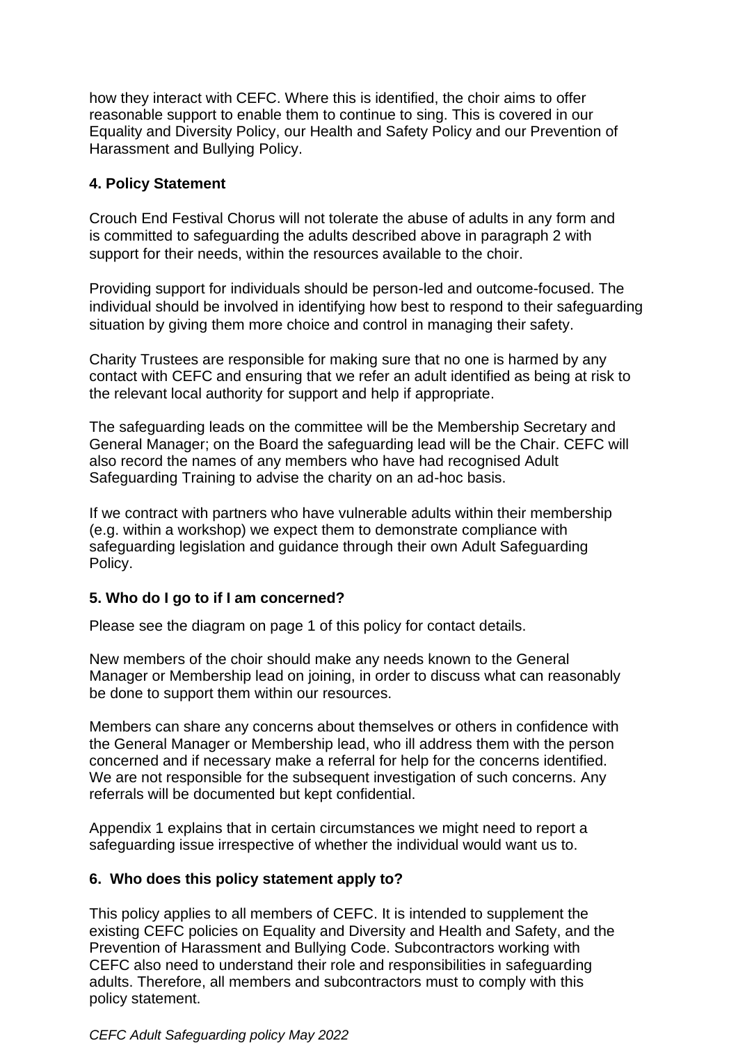how they interact with CEFC. Where this is identified, the choir aims to offer reasonable support to enable them to continue to sing. This is covered in our Equality and Diversity Policy, our Health and Safety Policy and our Prevention of Harassment and Bullying Policy.

## 4. Policy Statement

Crouch End Festival Chorus will not tolerate the abuse of adults in any form and is committed to safeguarding the adults described above in paragraph 2 with support for their needs, within the resources available to the choir.

Providing support for individuals should be person-led and outcome-focused. The individual should be involved in identifying how best to respond to their safeguarding situation by giving them more choice and control in managing their safety.

Charity Trustees are responsible for making sure that no one is harmed by any contact with CEFC and ensuring that we refer an adult identified as being at risk to the relevant local authority for support and help if appropriate.

The safeguarding leads on the committee will be the Membership Secretary and General Manager; on the Board the safeguarding lead will be the Chair. CEFC will also record the names of any members who have had recognised Adult Safeguarding Training to advise the charity on an ad-hoc basis.

If we contract with partners who have vulnerable adults within their membership (e.g. within a workshop) we expect them to demonstrate compliance with safeguarding legislation and guidance through their own Adult Safeguarding Policy.

## 5. Who do I go to if I am concerned?

Please see the diagram on page 1 of this policy for contact details.

New members of the choir should make any needs known to the General Manager or Membership lead on joining, in order to discuss what can reasonably be done to support them within our resources.

Members can share any concerns about themselves or others in confidence with the General Manager or Membership lead, who ill address them with the person concerned and if necessary make a referral for help for the concerns identified. We are not responsible for the subsequent investigation of such concerns. Any referrals will be documented but kept confidential.

Appendix 1 explains that in certain circumstances we might need to report a safeguarding issue irrespective of whether the individual would want us to.

## 6. Who does this policy statement apply to?

This policy applies to all members of CEFC. It is intended to supplement the existing CEFC policies on Equality and Diversity and Health and Safety, and the Prevention of Harassment and Bullying Code. Subcontractors working with CEFC also need to understand their role and responsibilities in safeguarding adults. Therefore, all members and subcontractors must to comply with this policy statement.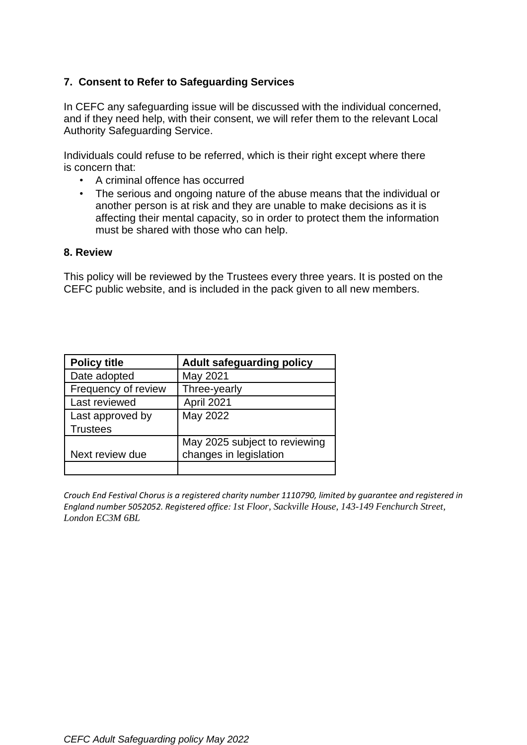## 7. Consent to Refer to Safeguarding Services

In CEFC any safeguarding issue will be discussed with the individual concerned, and if they need help, with their consent, we will refer them to the relevant Local Authority Safeguarding Service.

Individuals could refuse to be referred, which is their right except where there is concern that:

- A criminal offence has occurred
- The serious and ongoing nature of the abuse means that the individual or another person is at risk and they are unable to make decisions as it is affecting their mental capacity, so in order to protect them the information must be shared with those who can help.

## 8. Review

This policy will be reviewed by the Trustees every three years. It is posted on the CEFC public website, and is included in the pack given to all new members.

| **Policy title** | **Adult safeguarding policy** |
|---|---|
| Date adopted | May 2021 |
| Frequency of review | Three-yearly |
| Last reviewed | April 2021 |
| Last approved by Trustees | May 2022 |
| Next review due | May 2025 subject to reviewing changes in legislation |
| | |

*Crouch End Festival Chorus is a registered charity number 1110790, limited by guarantee and registered in England number 5052052. Registered office: 1st Floor, Sackville House, 143-149 Fenchurch Street, London EC3M 6BL*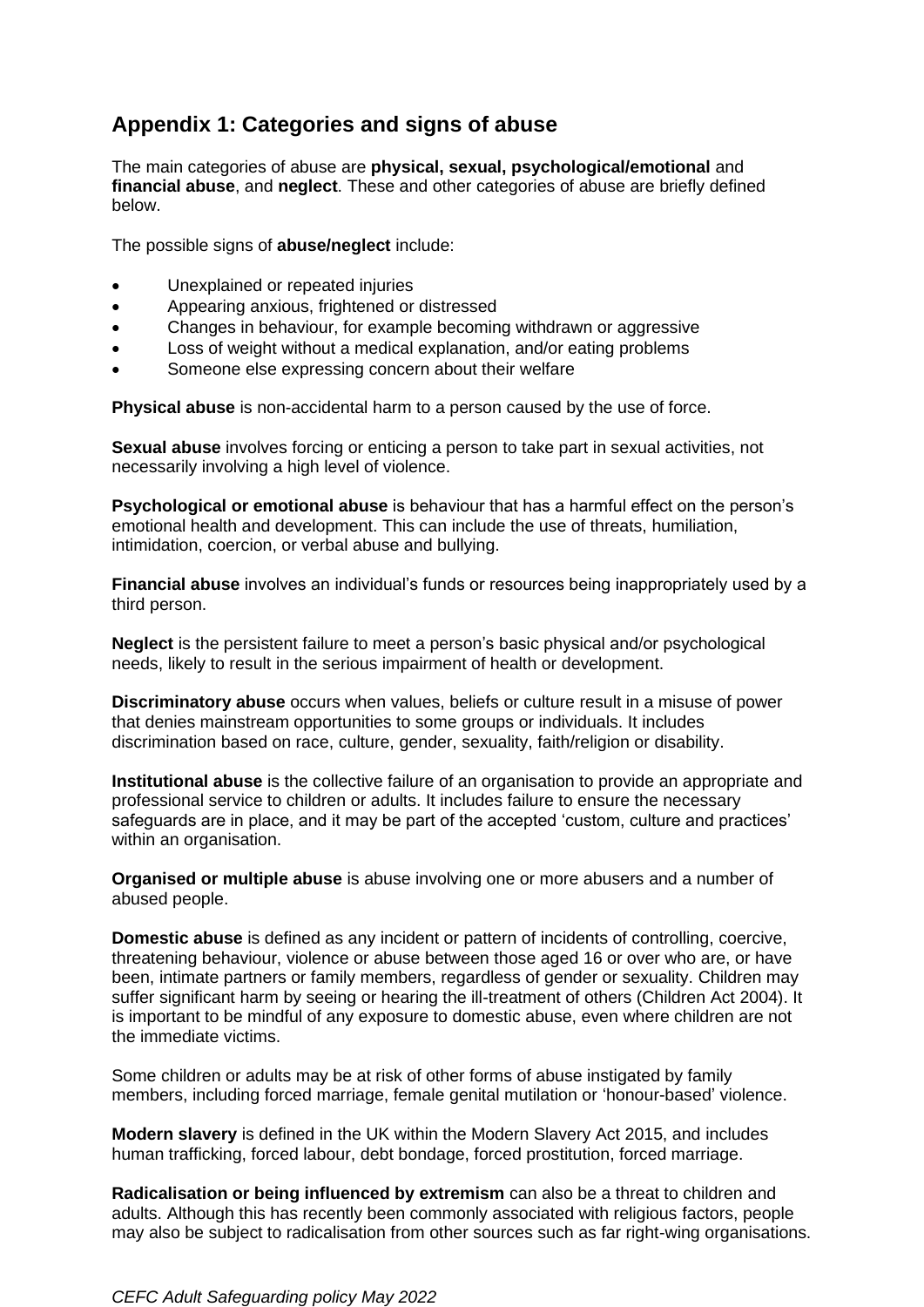## Appendix 1: Categories and signs of abuse

The main categories of abuse are **physical, sexual, psychological/emotional** and **financial abuse**, and **neglect**. These and other categories of abuse are briefly defined below.

The possible signs of **abuse/neglect** include:

- Unexplained or repeated injuries
- Appearing anxious, frightened or distressed
- Changes in behaviour, for example becoming withdrawn or aggressive
- Loss of weight without a medical explanation, and/or eating problems
- Someone else expressing concern about their welfare

**Physical abuse** is non-accidental harm to a person caused by the use of force.

**Sexual abuse** involves forcing or enticing a person to take part in sexual activities, not necessarily involving a high level of violence.

**Psychological or emotional abuse** is behaviour that has a harmful effect on the person's emotional health and development. This can include the use of threats, humiliation, intimidation, coercion, or verbal abuse and bullying.

**Financial abuse** involves an individual's funds or resources being inappropriately used by a third person.

**Neglect** is the persistent failure to meet a person's basic physical and/or psychological needs, likely to result in the serious impairment of health or development.

**Discriminatory abuse** occurs when values, beliefs or culture result in a misuse of power that denies mainstream opportunities to some groups or individuals. It includes discrimination based on race, culture, gender, sexuality, faith/religion or disability.

**Institutional abuse** is the collective failure of an organisation to provide an appropriate and professional service to children or adults. It includes failure to ensure the necessary safeguards are in place, and it may be part of the accepted 'custom, culture and practices' within an organisation.

**Organised or multiple abuse** is abuse involving one or more abusers and a number of abused people.

**Domestic abuse** is defined as any incident or pattern of incidents of controlling, coercive, threatening behaviour, violence or abuse between those aged 16 or over who are, or have been, intimate partners or family members, regardless of gender or sexuality. Children may suffer significant harm by seeing or hearing the ill-treatment of others (Children Act 2004). It is important to be mindful of any exposure to domestic abuse, even where children are not the immediate victims.

Some children or adults may be at risk of other forms of abuse instigated by family members, including forced marriage, female genital mutilation or 'honour-based' violence.

**Modern slavery** is defined in the UK within the Modern Slavery Act 2015, and includes human trafficking, forced labour, debt bondage, forced prostitution, forced marriage.

**Radicalisation or being influenced by extremism** can also be a threat to children and adults. Although this has recently been commonly associated with religious factors, people may also be subject to radicalisation from other sources such as far right-wing organisations.